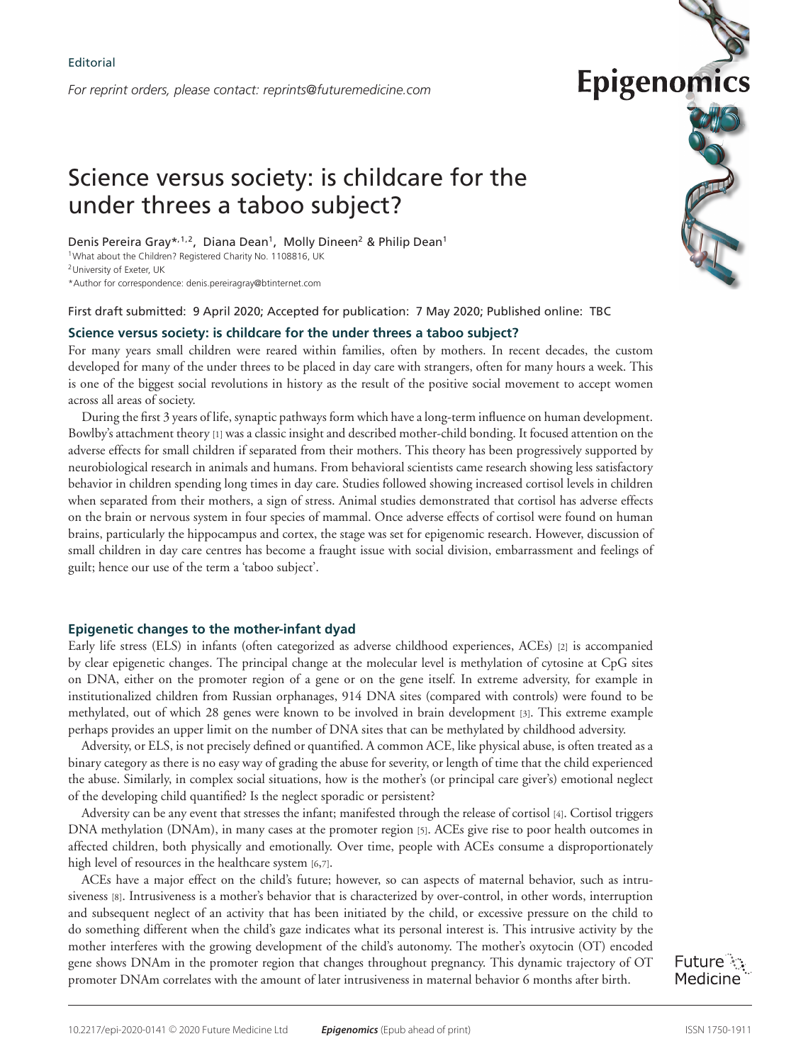Editorial

*For reprint orders, please contact: reprints@futuremedicine.com*

# Science versus society: is childcare for the under threes a taboo subject?

Denis Pereira Gray*[,1,2], Diana Dean[1], Molly Dineen[2] & Philip Dean[1]

[1]What about the Children? Registered Charity No. 1108816, UK
[2]University of Exeter, UK
*Author for correspondence: denis.pereiragray@btinternet.com

First draft submitted: 9 April 2020; Accepted for publication: 7 May 2020; Published online: TBC

## Science versus society: is childcare for the under threes a taboo subject?

For many years small children were reared within families, often by mothers. In recent decades, the custom developed for many of the under threes to be placed in day care with strangers, often for many hours a week. This is one of the biggest social revolutions in history as the result of the positive social movement to accept women across all areas of society.

During the first 3 years of life, synaptic pathways form which have a long-term influence on human development. Bowlby's attachment theory [1] was a classic insight and described mother-child bonding. It focused attention on the adverse effects for small children if separated from their mothers. This theory has been progressively supported by neurobiological research in animals and humans. From behavioral scientists came research showing less satisfactory behavior in children spending long times in day care. Studies followed showing increased cortisol levels in children when separated from their mothers, a sign of stress. Animal studies demonstrated that cortisol has adverse effects on the brain or nervous system in four species of mammal. Once adverse effects of cortisol were found on human brains, particularly the hippocampus and cortex, the stage was set for epigenomic research. However, discussion of small children in day care centres has become a fraught issue with social division, embarrassment and feelings of guilt; hence our use of the term a 'taboo subject'.

## Epigenetic changes to the mother-infant dyad

Early life stress (ELS) in infants (often categorized as adverse childhood experiences, ACEs) [2] is accompanied by clear epigenetic changes. The principal change at the molecular level is methylation of cytosine at CpG sites on DNA, either on the promoter region of a gene or on the gene itself. In extreme adversity, for example in institutionalized children from Russian orphanages, 914 DNA sites (compared with controls) were found to be methylated, out of which 28 genes were known to be involved in brain development [3]. This extreme example perhaps provides an upper limit on the number of DNA sites that can be methylated by childhood adversity.

Adversity, or ELS, is not precisely defined or quantified. A common ACE, like physical abuse, is often treated as a binary category as there is no easy way of grading the abuse for severity, or length of time that the child experienced the abuse. Similarly, in complex social situations, how is the mother's (or principal care giver's) emotional neglect of the developing child quantified? Is the neglect sporadic or persistent?

Adversity can be any event that stresses the infant; manifested through the release of cortisol [4]. Cortisol triggers DNA methylation (DNAm), in many cases at the promoter region [5]. ACEs give rise to poor health outcomes in affected children, both physically and emotionally. Over time, people with ACEs consume a disproportionately high level of resources in the healthcare system [6,7].

ACEs have a major effect on the child's future; however, so can aspects of maternal behavior, such as intrusiveness [8]. Intrusiveness is a mother's behavior that is characterized by over-control, in other words, interruption and subsequent neglect of an activity that has been initiated by the child, or excessive pressure on the child to do something different when the child's gaze indicates what its personal interest is. This intrusive activity by the mother interferes with the growing development of the child's autonomy. The mother's oxytocin (OT) encoded gene shows DNAm in the promoter region that changes throughout pregnancy. This dynamic trajectory of OT promoter DNAm correlates with the amount of later intrusiveness in maternal behavior 6 months after birth.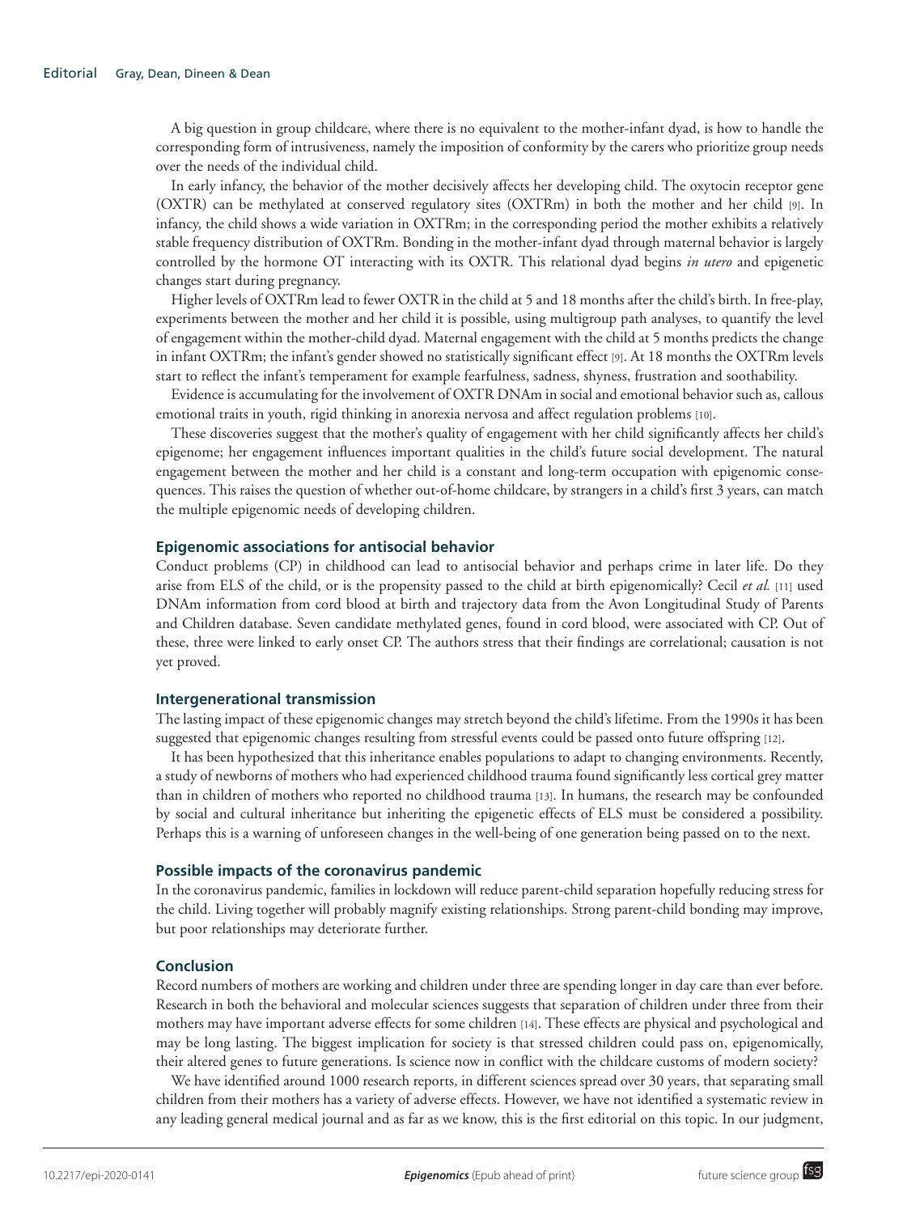A big question in group childcare, where there is no equivalent to the mother-infant dyad, is how to handle the corresponding form of intrusiveness, namely the imposition of conformity by the carers who prioritize group needs over the needs of the individual child.

In early infancy, the behavior of the mother decisively affects her developing child. The oxytocin receptor gene (OXTR) can be methylated at conserved regulatory sites (OXTRm) in both the mother and her child [9]. In infancy, the child shows a wide variation in OXTRm; in the corresponding period the mother exhibits a relatively stable frequency distribution of OXTRm. Bonding in the mother-infant dyad through maternal behavior is largely controlled by the hormone OT interacting with its OXTR. This relational dyad begins *in utero* and epigenetic changes start during pregnancy.

Higher levels of OXTRm lead to fewer OXTR in the child at 5 and 18 months after the child's birth. In free-play, experiments between the mother and her child it is possible, using multigroup path analyses, to quantify the level of engagement within the mother-child dyad. Maternal engagement with the child at 5 months predicts the change in infant OXTRm; the infant's gender showed no statistically significant effect [9]. At 18 months the OXTRm levels start to reflect the infant's temperament for example fearfulness, sadness, shyness, frustration and soothability.

Evidence is accumulating for the involvement of OXTR DNAm in social and emotional behavior such as, callous emotional traits in youth, rigid thinking in anorexia nervosa and affect regulation problems [10].

These discoveries suggest that the mother's quality of engagement with her child significantly affects her child's epigenome; her engagement influences important qualities in the child's future social development. The natural engagement between the mother and her child is a constant and long-term occupation with epigenomic consequences. This raises the question of whether out-of-home childcare, by strangers in a child's first 3 years, can match the multiple epigenomic needs of developing children.

## Epigenomic associations for antisocial behavior

Conduct problems (CP) in childhood can lead to antisocial behavior and perhaps crime in later life. Do they arise from ELS of the child, or is the propensity passed to the child at birth epigenomically? Cecil *et al.* [11] used DNAm information from cord blood at birth and trajectory data from the Avon Longitudinal Study of Parents and Children database. Seven candidate methylated genes, found in cord blood, were associated with CP. Out of these, three were linked to early onset CP. The authors stress that their findings are correlational; causation is not yet proved.

## Intergenerational transmission

The lasting impact of these epigenomic changes may stretch beyond the child's lifetime. From the 1990s it has been suggested that epigenomic changes resulting from stressful events could be passed onto future offspring [12].

It has been hypothesized that this inheritance enables populations to adapt to changing environments. Recently, a study of newborns of mothers who had experienced childhood trauma found significantly less cortical grey matter than in children of mothers who reported no childhood trauma [13]. In humans, the research may be confounded by social and cultural inheritance but inheriting the epigenetic effects of ELS must be considered a possibility. Perhaps this is a warning of unforeseen changes in the well-being of one generation being passed on to the next.

## Possible impacts of the coronavirus pandemic

In the coronavirus pandemic, families in lockdown will reduce parent-child separation hopefully reducing stress for the child. Living together will probably magnify existing relationships. Strong parent-child bonding may improve, but poor relationships may deteriorate further.

## Conclusion

Record numbers of mothers are working and children under three are spending longer in day care than ever before. Research in both the behavioral and molecular sciences suggests that separation of children under three from their mothers may have important adverse effects for some children [14]. These effects are physical and psychological and may be long lasting. The biggest implication for society is that stressed children could pass on, epigenomically, their altered genes to future generations. Is science now in conflict with the childcare customs of modern society?

We have identified around 1000 research reports, in different sciences spread over 30 years, that separating small children from their mothers has a variety of adverse effects. However, we have not identified a systematic review in any leading general medical journal and as far as we know, this is the first editorial on this topic. In our judgment,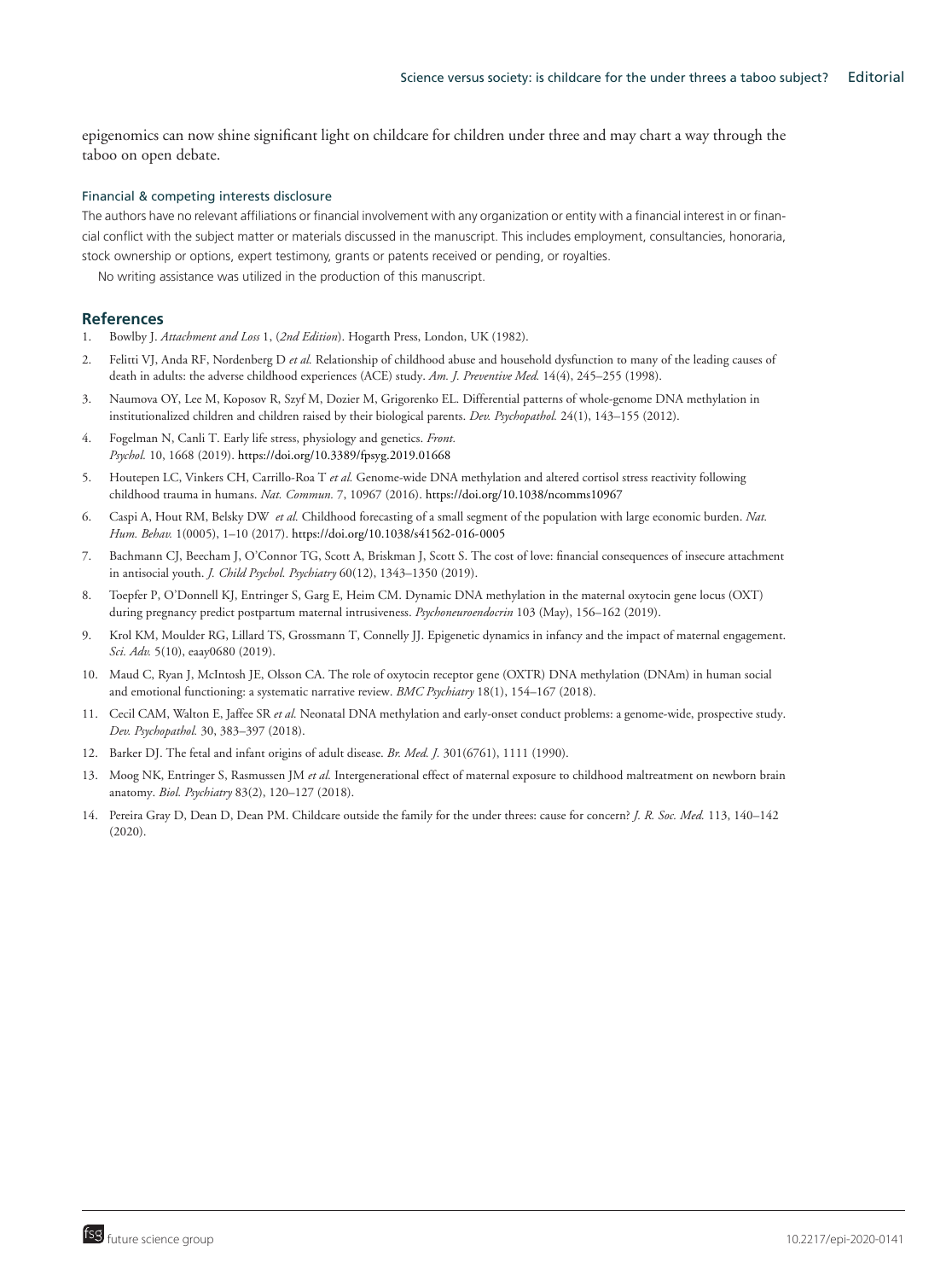epigenomics can now shine significant light on childcare for children under three and may chart a way through the taboo on open debate.

### Financial & competing interests disclosure

The authors have no relevant affiliations or financial involvement with any organization or entity with a financial interest in or financial conflict with the subject matter or materials discussed in the manuscript. This includes employment, consultancies, honoraria, stock ownership or options, expert testimony, grants or patents received or pending, or royalties.

No writing assistance was utilized in the production of this manuscript.

## References

1. Bowlby J. *Attachment and Loss* 1, (*2nd Edition*). Hogarth Press, London, UK (1982).
2. Felitti VJ, Anda RF, Nordenberg D *et al.* Relationship of childhood abuse and household dysfunction to many of the leading causes of death in adults: the adverse childhood experiences (ACE) study. *Am. J. Preventive Med.* 14(4), 245–255 (1998).
3. Naumova OY, Lee M, Koposov R, Szyf M, Dozier M, Grigorenko EL. Differential patterns of whole-genome DNA methylation in institutionalized children and children raised by their biological parents. *Dev. Psychopathol.* 24(1), 143–155 (2012).
4. Fogelman N, Canli T. Early life stress, physiology and genetics. *Front. Psychol.* 10, 1668 (2019). https://doi.org/10.3389/fpsyg.2019.01668
5. Houtepen LC, Vinkers CH, Carrillo-Roa T *et al.* Genome-wide DNA methylation and altered cortisol stress reactivity following childhood trauma in humans. *Nat. Commun.* 7, 10967 (2016). https://doi.org/10.1038/ncomms10967
6. Caspi A, Hout RM, Belsky DW *et al.* Childhood forecasting of a small segment of the population with large economic burden. *Nat. Hum. Behav.* 1(0005), 1–10 (2017). https://doi.org/10.1038/s41562-016-0005
7. Bachmann CJ, Beecham J, O'Connor TG, Scott A, Briskman J, Scott S. The cost of love: financial consequences of insecure attachment in antisocial youth. *J. Child Psychol. Psychiatry* 60(12), 1343–1350 (2019).
8. Toepfer P, O'Donnell KJ, Entringer S, Garg E, Heim CM. Dynamic DNA methylation in the maternal oxytocin gene locus (OXT) during pregnancy predict postpartum maternal intrusiveness. *Psychoneuroendocrin* 103 (May), 156–162 (2019).
9. Krol KM, Moulder RG, Lillard TS, Grossmann T, Connelly JJ. Epigenetic dynamics in infancy and the impact of maternal engagement. *Sci. Adv.* 5(10), eaay0680 (2019).
10. Maud C, Ryan J, McIntosh JE, Olsson CA. The role of oxytocin receptor gene (OXTR) DNA methylation (DNAm) in human social and emotional functioning: a systematic narrative review. *BMC Psychiatry* 18(1), 154–167 (2018).
11. Cecil CAM, Walton E, Jaffee SR *et al.* Neonatal DNA methylation and early-onset conduct problems: a genome-wide, prospective study. *Dev. Psychopathol.* 30, 383–397 (2018).
12. Barker DJ. The fetal and infant origins of adult disease. *Br. Med. J.* 301(6761), 1111 (1990).
13. Moog NK, Entringer S, Rasmussen JM *et al.* Intergenerational effect of maternal exposure to childhood maltreatment on newborn brain anatomy. *Biol. Psychiatry* 83(2), 120–127 (2018).
14. Pereira Gray D, Dean D, Dean PM. Childcare outside the family for the under threes: cause for concern? *J. R. Soc. Med.* 113, 140–142 (2020).